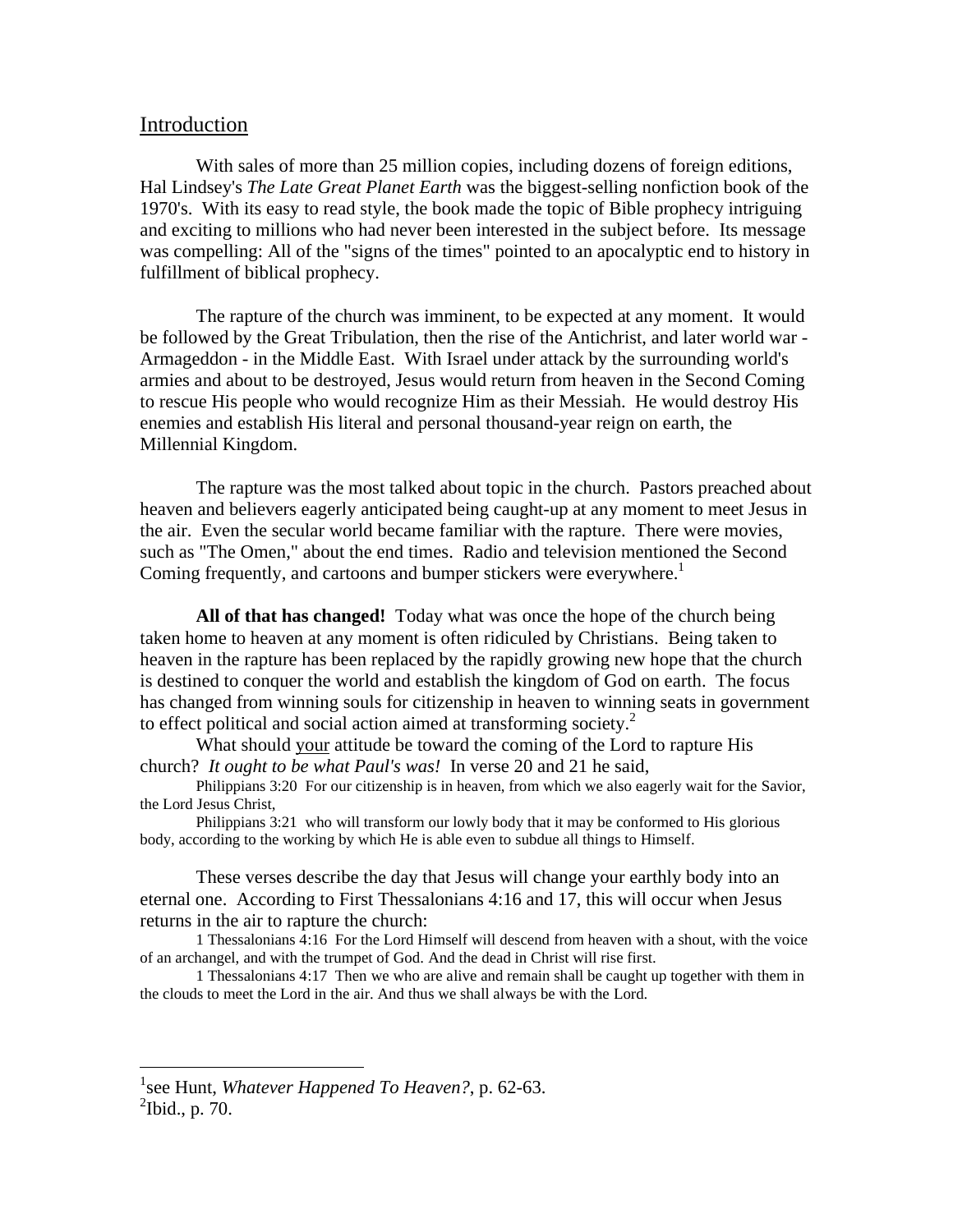## Introduction

With sales of more than 25 million copies, including dozens of foreign editions, Hal Lindsey's *The Late Great Planet Earth* was the biggest-selling nonfiction book of the 1970's. With its easy to read style, the book made the topic of Bible prophecy intriguing and exciting to millions who had never been interested in the subject before. Its message was compelling: All of the "signs of the times" pointed to an apocalyptic end to history in fulfillment of biblical prophecy.

The rapture of the church was imminent, to be expected at any moment. It would be followed by the Great Tribulation, then the rise of the Antichrist, and later world war - Armageddon - in the Middle East. With Israel under attack by the surrounding world's armies and about to be destroyed, Jesus would return from heaven in the Second Coming to rescue His people who would recognize Him as their Messiah. He would destroy His enemies and establish His literal and personal thousand-year reign on earth, the Millennial Kingdom.

The rapture was the most talked about topic in the church. Pastors preached about heaven and believers eagerly anticipated being caught-up at any moment to meet Jesus in the air. Even the secular world became familiar with the rapture. There were movies, such as "The Omen," about the end times. Radio and television mentioned the Second Coming frequently, and cartoons and bumper stickers were everywhere.[1]

**All of that has changed!** Today what was once the hope of the church being taken home to heaven at any moment is often ridiculed by Christians. Being taken to heaven in the rapture has been replaced by the rapidly growing new hope that the church is destined to conquer the world and establish the kingdom of God on earth. The focus has changed from winning souls for citizenship in heaven to winning seats in government to effect political and social action aimed at transforming society.[2]

What should <u>your</u> attitude be toward the coming of the Lord to rapture His church? *It ought to be what Paul's was!* In verse 20 and 21 he said,

Philippians 3:20 For our citizenship is in heaven, from which we also eagerly wait for the Savior, the Lord Jesus Christ,

Philippians 3:21 who will transform our lowly body that it may be conformed to His glorious body, according to the working by which He is able even to subdue all things to Himself.

These verses describe the day that Jesus will change your earthly body into an eternal one. According to First Thessalonians 4:16 and 17, this will occur when Jesus returns in the air to rapture the church:

1 Thessalonians 4:16 For the Lord Himself will descend from heaven with a shout, with the voice of an archangel, and with the trumpet of God. And the dead in Christ will rise first.

1 Thessalonians 4:17 Then we who are alive and remain shall be caught up together with them in the clouds to meet the Lord in the air. And thus we shall always be with the Lord.

---

[1]see Hunt, *Whatever Happened To Heaven?*, p. 62-63.

[2]Ibid., p. 70.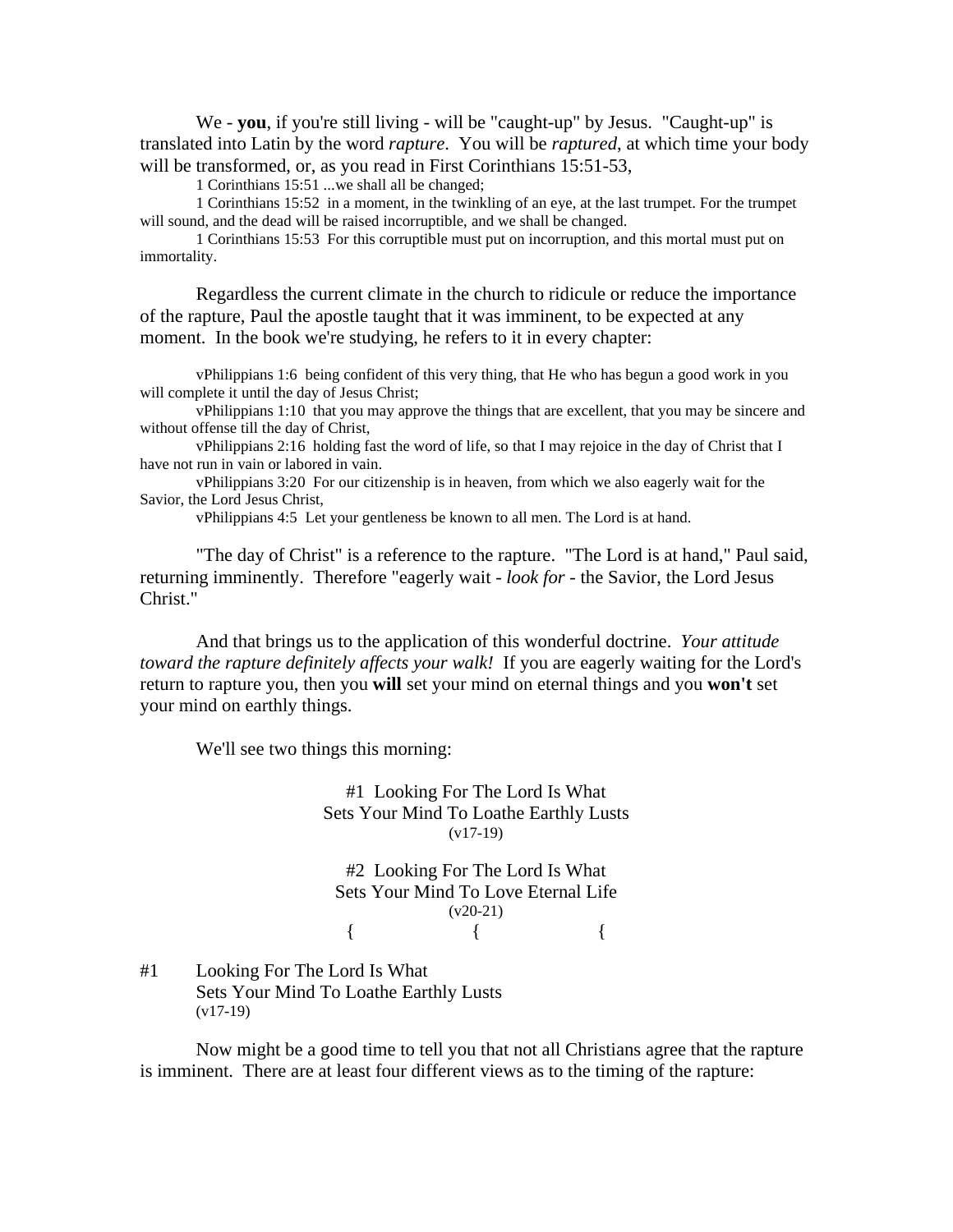We - **you**, if you're still living - will be "caught-up" by Jesus. "Caught-up" is translated into Latin by the word *rapture*. You will be *raptured*, at which time your body will be transformed, or, as you read in First Corinthians 15:51-53,

1 Corinthians 15:51 ...we shall all be changed;

1 Corinthians 15:52 in a moment, in the twinkling of an eye, at the last trumpet. For the trumpet will sound, and the dead will be raised incorruptible, and we shall be changed.

1 Corinthians 15:53 For this corruptible must put on incorruption, and this mortal must put on immortality.

Regardless the current climate in the church to ridicule or reduce the importance of the rapture, Paul the apostle taught that it was imminent, to be expected at any moment. In the book we're studying, he refers to it in every chapter:

vPhilippians 1:6 being confident of this very thing, that He who has begun a good work in you will complete it until the day of Jesus Christ;

vPhilippians 1:10 that you may approve the things that are excellent, that you may be sincere and without offense till the day of Christ,

vPhilippians 2:16 holding fast the word of life, so that I may rejoice in the day of Christ that I have not run in vain or labored in vain.

vPhilippians 3:20 For our citizenship is in heaven, from which we also eagerly wait for the Savior, the Lord Jesus Christ,

vPhilippians 4:5 Let your gentleness be known to all men. The Lord is at hand.

"The day of Christ" is a reference to the rapture. "The Lord is at hand," Paul said, returning imminently. Therefore "eagerly wait - *look for* - the Savior, the Lord Jesus Christ."

And that brings us to the application of this wonderful doctrine. *Your attitude toward the rapture definitely affects your walk!* If you are eagerly waiting for the Lord's return to rapture you, then you **will** set your mind on eternal things and you **won't** set your mind on earthly things.

We'll see two things this morning:

#1 Looking For The Lord Is What
Sets Your Mind To Loathe Earthly Lusts
(v17-19)

#2 Looking For The Lord Is What
Sets Your Mind To Love Eternal Life
(v20-21)

{ { {

## #1 Looking For The Lord Is What Sets Your Mind To Loathe Earthly Lusts
(v17-19)

Now might be a good time to tell you that not all Christians agree that the rapture is imminent. There are at least four different views as to the timing of the rapture: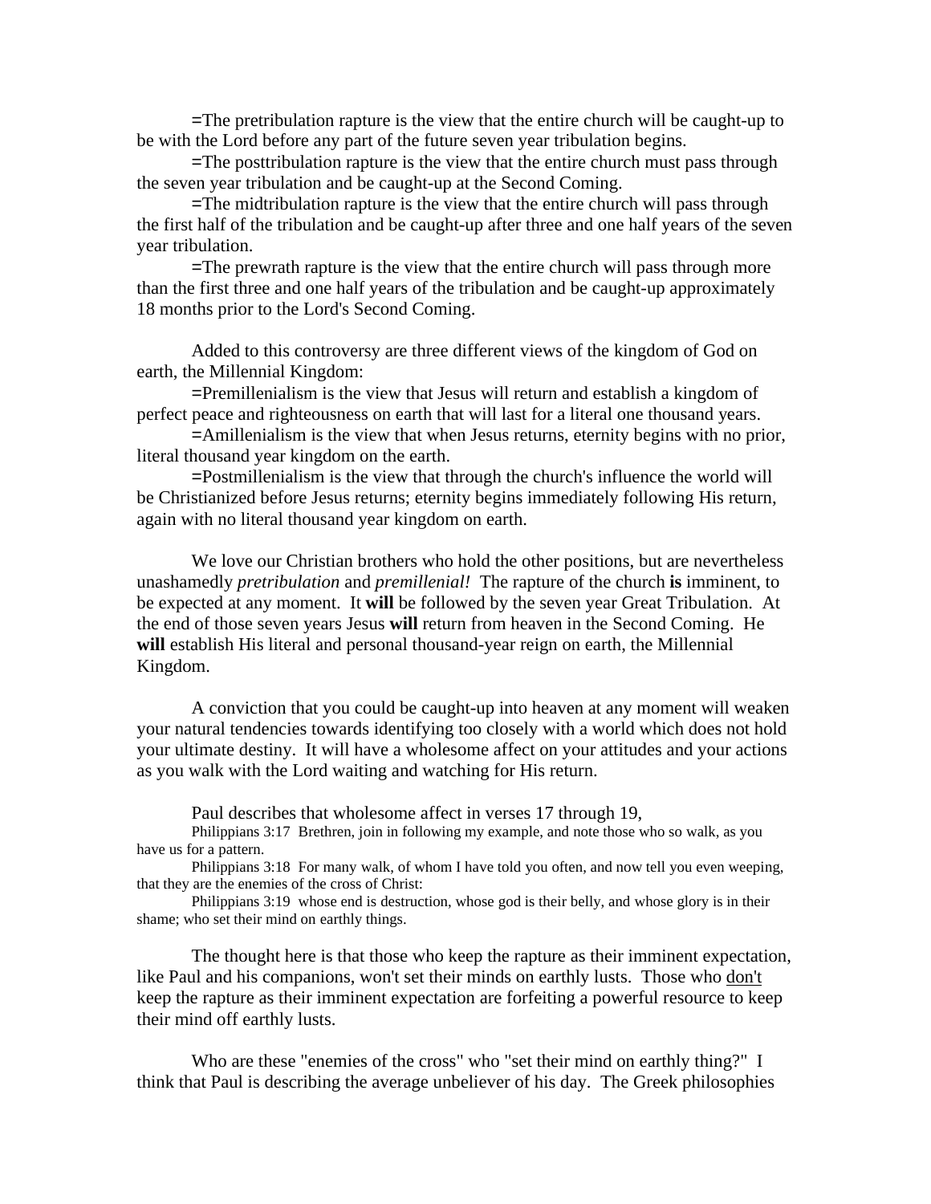=The pretribulation rapture is the view that the entire church will be caught-up to be with the Lord before any part of the future seven year tribulation begins.

=The posttribulation rapture is the view that the entire church must pass through the seven year tribulation and be caught-up at the Second Coming.

=The midtribulation rapture is the view that the entire church will pass through the first half of the tribulation and be caught-up after three and one half years of the seven year tribulation.

=The prewrath rapture is the view that the entire church will pass through more than the first three and one half years of the tribulation and be caught-up approximately 18 months prior to the Lord's Second Coming.

Added to this controversy are three different views of the kingdom of God on earth, the Millennial Kingdom:

=Premillenialism is the view that Jesus will return and establish a kingdom of perfect peace and righteousness on earth that will last for a literal one thousand years.

=Amillenialism is the view that when Jesus returns, eternity begins with no prior, literal thousand year kingdom on the earth.

=Postmillenialism is the view that through the church's influence the world will be Christianized before Jesus returns; eternity begins immediately following His return, again with no literal thousand year kingdom on earth.

We love our Christian brothers who hold the other positions, but are nevertheless unashamedly *pretribulation* and *premillenial!* The rapture of the church **is** imminent, to be expected at any moment. It **will** be followed by the seven year Great Tribulation. At the end of those seven years Jesus **will** return from heaven in the Second Coming. He **will** establish His literal and personal thousand-year reign on earth, the Millennial Kingdom.

A conviction that you could be caught-up into heaven at any moment will weaken your natural tendencies towards identifying too closely with a world which does not hold your ultimate destiny. It will have a wholesome affect on your attitudes and your actions as you walk with the Lord waiting and watching for His return.

Paul describes that wholesome affect in verses 17 through 19,

Philippians 3:17 Brethren, join in following my example, and note those who so walk, as you have us for a pattern.

Philippians 3:18 For many walk, of whom I have told you often, and now tell you even weeping, that they are the enemies of the cross of Christ:

Philippians 3:19 whose end is destruction, whose god is their belly, and whose glory is in their shame; who set their mind on earthly things.

The thought here is that those who keep the rapture as their imminent expectation, like Paul and his companions, won't set their minds on earthly lusts. Those who <u>don't</u> keep the rapture as their imminent expectation are forfeiting a powerful resource to keep their mind off earthly lusts.

Who are these "enemies of the cross" who "set their mind on earthly thing?" I think that Paul is describing the average unbeliever of his day. The Greek philosophies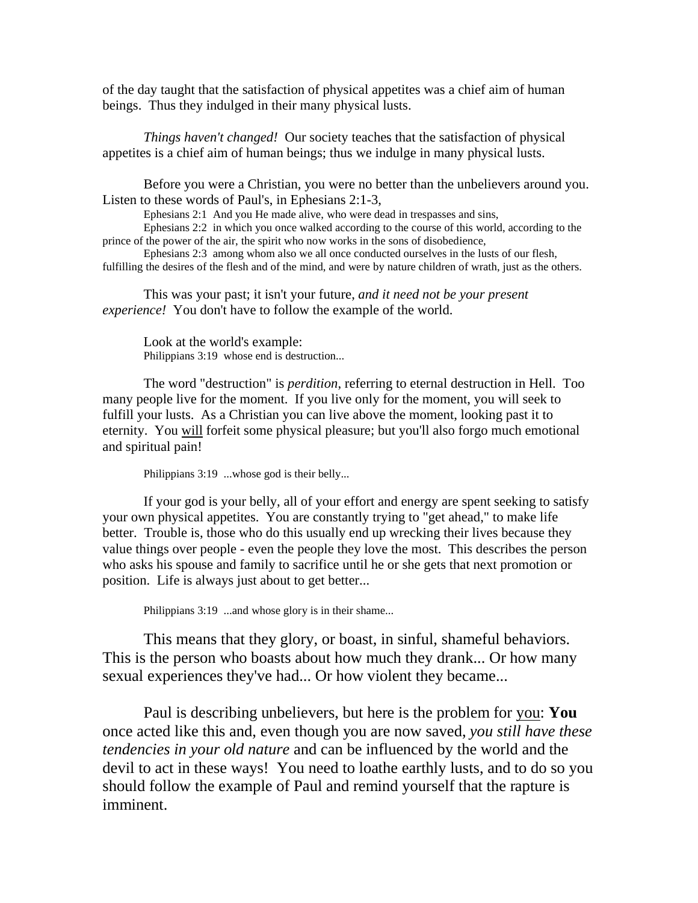of the day taught that the satisfaction of physical appetites was a chief aim of human beings. Thus they indulged in their many physical lusts.

*Things haven't changed!* Our society teaches that the satisfaction of physical appetites is a chief aim of human beings; thus we indulge in many physical lusts.

Before you were a Christian, you were no better than the unbelievers around you. Listen to these words of Paul's, in Ephesians 2:1-3,

Ephesians 2:1 And you He made alive, who were dead in trespasses and sins,
Ephesians 2:2 in which you once walked according to the course of this world, according to the prince of the power of the air, the spirit who now works in the sons of disobedience,
Ephesians 2:3 among whom also we all once conducted ourselves in the lusts of our flesh, fulfilling the desires of the flesh and of the mind, and were by nature children of wrath, just as the others.

This was your past; it isn't your future, *and it need not be your present experience!* You don't have to follow the example of the world.

Look at the world's example:
Philippians 3:19 whose end is destruction...

The word "destruction" is *perdition*, referring to eternal destruction in Hell. Too many people live for the moment. If you live only for the moment, you will seek to fulfill your lusts. As a Christian you can live above the moment, looking past it to eternity. You will forfeit some physical pleasure; but you'll also forgo much emotional and spiritual pain!

Philippians 3:19 ...whose god is their belly...

If your god is your belly, all of your effort and energy are spent seeking to satisfy your own physical appetites. You are constantly trying to "get ahead," to make life better. Trouble is, those who do this usually end up wrecking their lives because they value things over people - even the people they love the most. This describes the person who asks his spouse and family to sacrifice until he or she gets that next promotion or position. Life is always just about to get better...

Philippians 3:19 ...and whose glory is in their shame...

This means that they glory, or boast, in sinful, shameful behaviors. This is the person who boasts about how much they drank... Or how many sexual experiences they've had... Or how violent they became...

Paul is describing unbelievers, but here is the problem for you: **You** once acted like this and, even though you are now saved, *you still have these tendencies in your old nature* and can be influenced by the world and the devil to act in these ways! You need to loathe earthly lusts, and to do so you should follow the example of Paul and remind yourself that the rapture is imminent.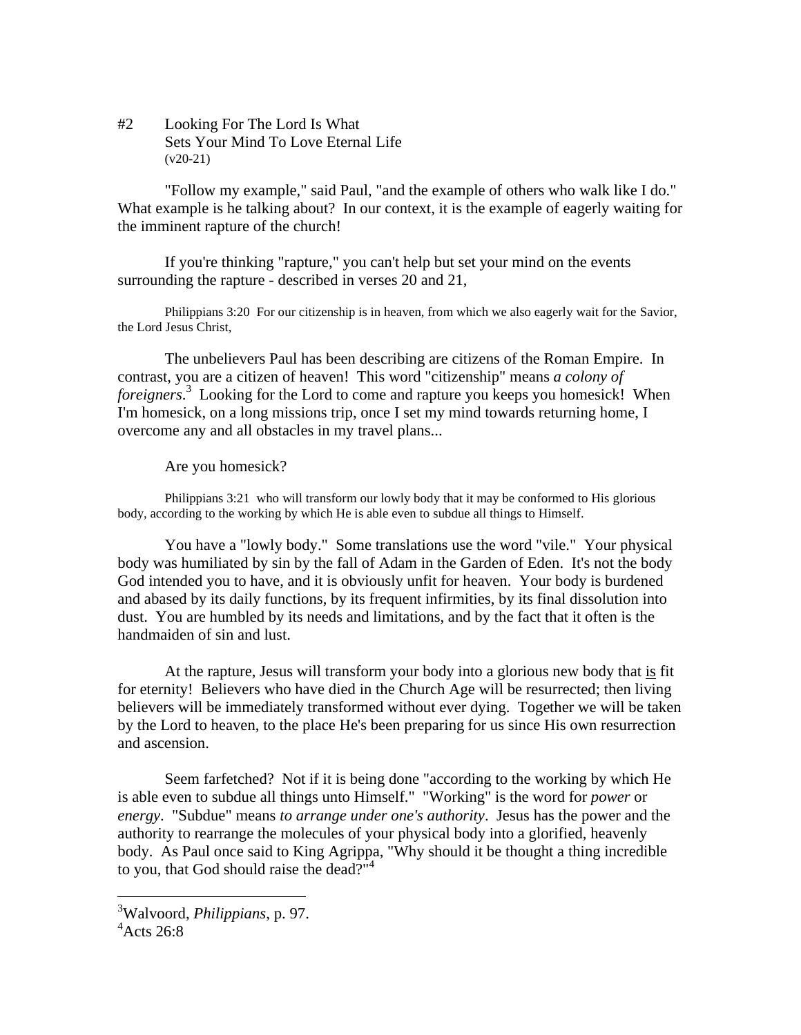#2 Looking For The Lord Is What Sets Your Mind To Love Eternal Life
(v20-21)

"Follow my example," said Paul, "and the example of others who walk like I do." What example is he talking about? In our context, it is the example of eagerly waiting for the imminent rapture of the church!

If you're thinking "rapture," you can't help but set your mind on the events surrounding the rapture - described in verses 20 and 21,

> Philippians 3:20 For our citizenship is in heaven, from which we also eagerly wait for the Savior, the Lord Jesus Christ,

The unbelievers Paul has been describing are citizens of the Roman Empire. In contrast, you are a citizen of heaven! This word "citizenship" means *a colony of foreigners*.[3] Looking for the Lord to come and rapture you keeps you homesick! When I'm homesick, on a long missions trip, once I set my mind towards returning home, I overcome any and all obstacles in my travel plans...

Are you homesick?

> Philippians 3:21 who will transform our lowly body that it may be conformed to His glorious body, according to the working by which He is able even to subdue all things to Himself.

You have a "lowly body." Some translations use the word "vile." Your physical body was humiliated by sin by the fall of Adam in the Garden of Eden. It's not the body God intended you to have, and it is obviously unfit for heaven. Your body is burdened and abased by its daily functions, by its frequent infirmities, by its final dissolution into dust. You are humbled by its needs and limitations, and by the fact that it often is the handmaiden of sin and lust.

At the rapture, Jesus will transform your body into a glorious new body that <u>is</u> fit for eternity! Believers who have died in the Church Age will be resurrected; then living believers will be immediately transformed without ever dying. Together we will be taken by the Lord to heaven, to the place He's been preparing for us since His own resurrection and ascension.

Seem farfetched? Not if it is being done "according to the working by which He is able even to subdue all things unto Himself." "Working" is the word for *power* or *energy*. "Subdue" means *to arrange under one's authority*. Jesus has the power and the authority to rearrange the molecules of your physical body into a glorified, heavenly body. As Paul once said to King Agrippa, "Why should it be thought a thing incredible to you, that God should raise the dead?"[4]

---

[3] Walvoord, *Philippians*, p. 97.

[4] Acts 26:8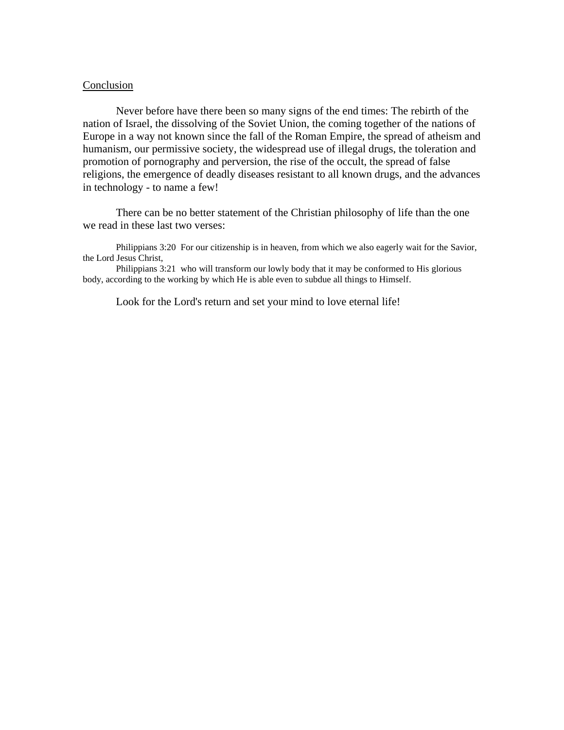## Conclusion

Never before have there been so many signs of the end times: The rebirth of the nation of Israel, the dissolving of the Soviet Union, the coming together of the nations of Europe in a way not known since the fall of the Roman Empire, the spread of atheism and humanism, our permissive society, the widespread use of illegal drugs, the toleration and promotion of pornography and perversion, the rise of the occult, the spread of false religions, the emergence of deadly diseases resistant to all known drugs, and the advances in technology - to name a few!

There can be no better statement of the Christian philosophy of life than the one we read in these last two verses:

> Philippians 3:20 For our citizenship is in heaven, from which we also eagerly wait for the Savior, the Lord Jesus Christ,
>
> Philippians 3:21 who will transform our lowly body that it may be conformed to His glorious body, according to the working by which He is able even to subdue all things to Himself.

Look for the Lord's return and set your mind to love eternal life!